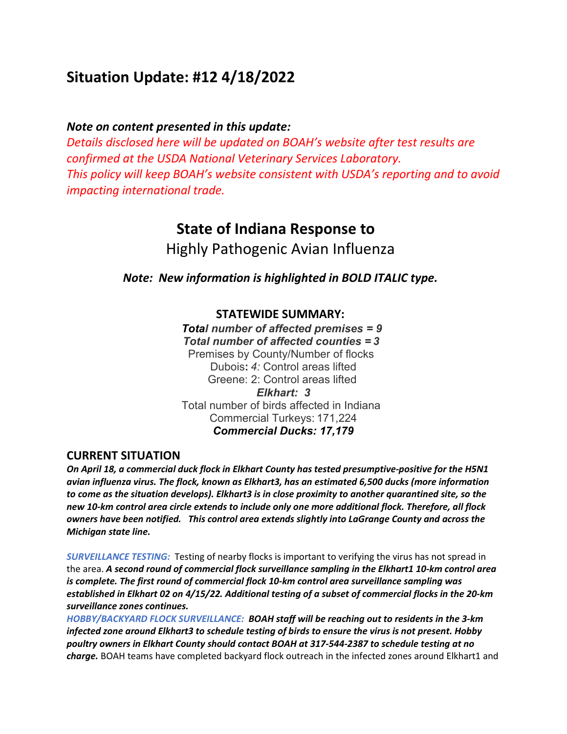# Situation Update: #12 4/18/2022

***Note on content presented in this update:***

*Details disclosed here will be updated on BOAH's website after test results are confirmed at the USDA National Veterinary Services Laboratory.*
*This policy will keep BOAH's website consistent with USDA's reporting and to avoid impacting international trade.*

## State of Indiana Response to

Highly Pathogenic Avian Influenza

***Note: New information is highlighted in BOLD ITALIC type.***

### STATEWIDE SUMMARY:

***Total number of affected premises = 9***
***Total number of affected counties = 3***
Premises by County/Number of flocks
Dubois**:** *4:* Control areas lifted
Greene: 2: Control areas lifted
***Elkhart: 3***
Total number of birds affected in Indiana
Commercial Turkeys: 171,224
***Commercial Ducks: 17,179***

### CURRENT SITUATION

***On April 18, a commercial duck flock in Elkhart County has tested presumptive-positive for the H5N1 avian influenza virus. The flock, known as Elkhart3, has an estimated 6,500 ducks (more information to come as the situation develops). Elkhart3 is in close proximity to another quarantined site, so the new 10-km control area circle extends to include only one more additional flock. Therefore, all flock owners have been notified. This control area extends slightly into LaGrange County and across the Michigan state line.***

*SURVEILLANCE TESTING:* Testing of nearby flocks is important to verifying the virus has not spread in the area. ***A second round of commercial flock surveillance sampling in the Elkhart1 10-km control area is complete. The first round of commercial flock 10-km control area surveillance sampling was established in Elkhart 02 on 4/15/22. Additional testing of a subset of commercial flocks in the 20-km surveillance zones continues.***

*HOBBY/BACKYARD FLOCK SURVEILLANCE:* ***BOAH staff will be reaching out to residents in the 3-km infected zone around Elkhart3 to schedule testing of birds to ensure the virus is not present. Hobby poultry owners in Elkhart County should contact BOAH at 317-544-2387 to schedule testing at no charge.*** BOAH teams have completed backyard flock outreach in the infected zones around Elkhart1 and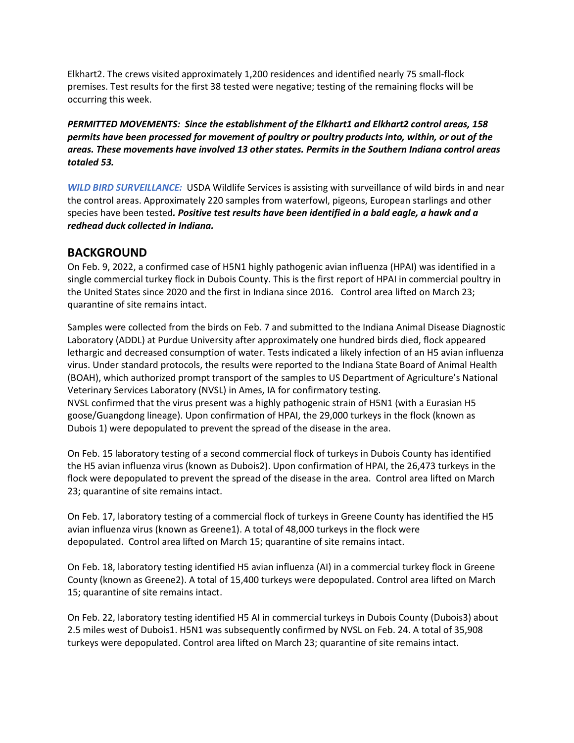Elkhart2. The crews visited approximately 1,200 residences and identified nearly 75 small-flock premises. Test results for the first 38 tested were negative; testing of the remaining flocks will be occurring this week.

***PERMITTED MOVEMENTS: Since the establishment of the Elkhart1 and Elkhart2 control areas, 158 permits have been processed for movement of poultry or poultry products into, within, or out of the areas. These movements have involved 13 other states. Permits in the Southern Indiana control areas totaled 53.***

***WILD BIRD SURVEILLANCE:*** USDA Wildlife Services is assisting with surveillance of wild birds in and near the control areas. Approximately 220 samples from waterfowl, pigeons, European starlings and other species have been tested***. Positive test results have been identified in a bald eagle, a hawk and a redhead duck collected in Indiana.***

## BACKGROUND

On Feb. 9, 2022, a confirmed case of H5N1 highly pathogenic avian influenza (HPAI) was identified in a single commercial turkey flock in Dubois County. This is the first report of HPAI in commercial poultry in the United States since 2020 and the first in Indiana since 2016. Control area lifted on March 23; quarantine of site remains intact.

Samples were collected from the birds on Feb. 7 and submitted to the Indiana Animal Disease Diagnostic Laboratory (ADDL) at Purdue University after approximately one hundred birds died, flock appeared lethargic and decreased consumption of water. Tests indicated a likely infection of an H5 avian influenza virus. Under standard protocols, the results were reported to the Indiana State Board of Animal Health (BOAH), which authorized prompt transport of the samples to US Department of Agriculture's National Veterinary Services Laboratory (NVSL) in Ames, IA for confirmatory testing.
NVSL confirmed that the virus present was a highly pathogenic strain of H5N1 (with a Eurasian H5 goose/Guangdong lineage). Upon confirmation of HPAI, the 29,000 turkeys in the flock (known as Dubois 1) were depopulated to prevent the spread of the disease in the area.

On Feb. 15 laboratory testing of a second commercial flock of turkeys in Dubois County has identified the H5 avian influenza virus (known as Dubois2). Upon confirmation of HPAI, the 26,473 turkeys in the flock were depopulated to prevent the spread of the disease in the area. Control area lifted on March 23; quarantine of site remains intact.

On Feb. 17, laboratory testing of a commercial flock of turkeys in Greene County has identified the H5 avian influenza virus (known as Greene1). A total of 48,000 turkeys in the flock were depopulated. Control area lifted on March 15; quarantine of site remains intact.

On Feb. 18, laboratory testing identified H5 avian influenza (AI) in a commercial turkey flock in Greene County (known as Greene2). A total of 15,400 turkeys were depopulated. Control area lifted on March 15; quarantine of site remains intact.

On Feb. 22, laboratory testing identified H5 AI in commercial turkeys in Dubois County (Dubois3) about 2.5 miles west of Dubois1. H5N1 was subsequently confirmed by NVSL on Feb. 24. A total of 35,908 turkeys were depopulated. Control area lifted on March 23; quarantine of site remains intact.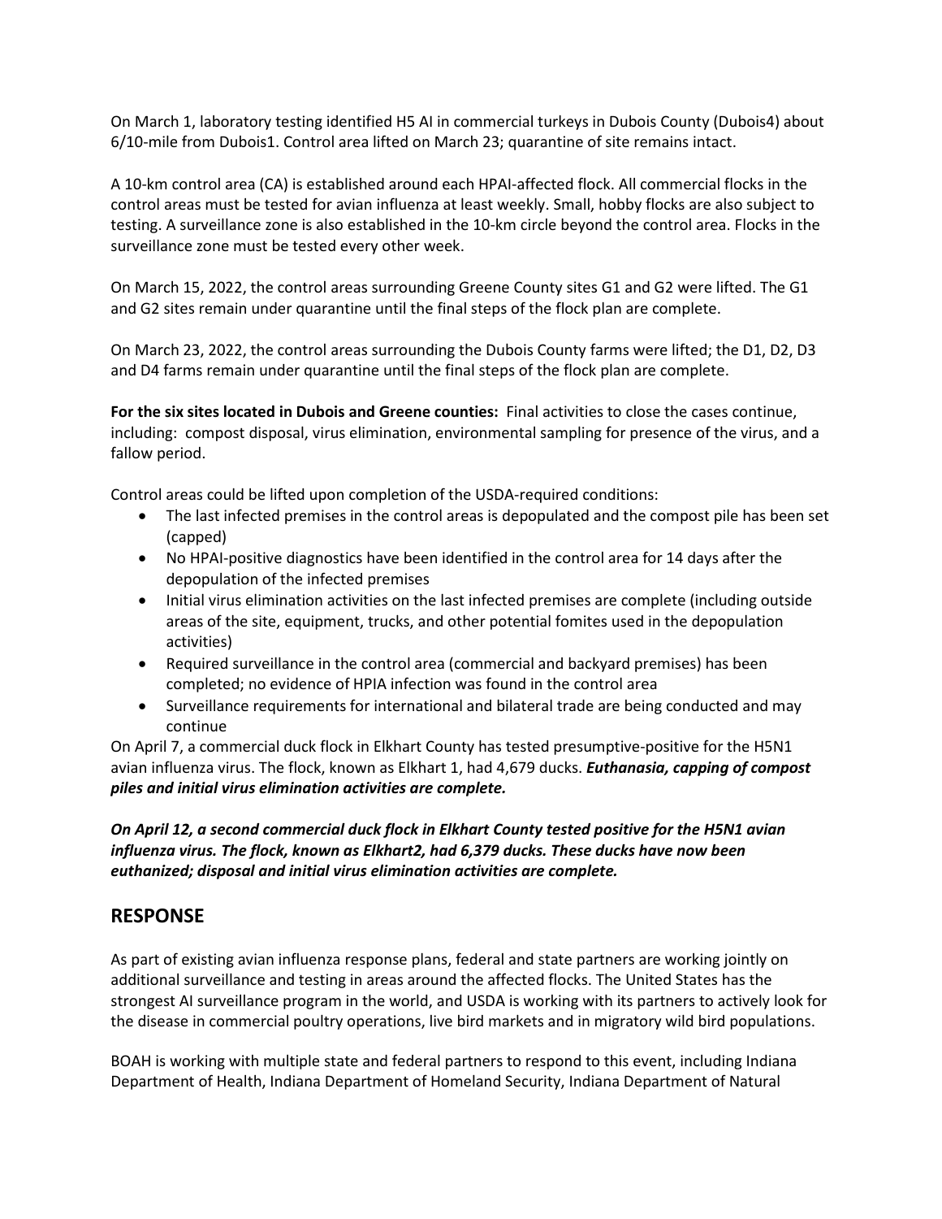On March 1, laboratory testing identified H5 AI in commercial turkeys in Dubois County (Dubois4) about 6/10-mile from Dubois1. Control area lifted on March 23; quarantine of site remains intact.

A 10-km control area (CA) is established around each HPAI-affected flock. All commercial flocks in the control areas must be tested for avian influenza at least weekly. Small, hobby flocks are also subject to testing. A surveillance zone is also established in the 10-km circle beyond the control area. Flocks in the surveillance zone must be tested every other week.

On March 15, 2022, the control areas surrounding Greene County sites G1 and G2 were lifted. The G1 and G2 sites remain under quarantine until the final steps of the flock plan are complete.

On March 23, 2022, the control areas surrounding the Dubois County farms were lifted; the D1, D2, D3 and D4 farms remain under quarantine until the final steps of the flock plan are complete.

**For the six sites located in Dubois and Greene counties:** Final activities to close the cases continue, including: compost disposal, virus elimination, environmental sampling for presence of the virus, and a fallow period.

Control areas could be lifted upon completion of the USDA-required conditions:

- The last infected premises in the control areas is depopulated and the compost pile has been set (capped)
- No HPAI-positive diagnostics have been identified in the control area for 14 days after the depopulation of the infected premises
- Initial virus elimination activities on the last infected premises are complete (including outside areas of the site, equipment, trucks, and other potential fomites used in the depopulation activities)
- Required surveillance in the control area (commercial and backyard premises) has been completed; no evidence of HPIA infection was found in the control area
- Surveillance requirements for international and bilateral trade are being conducted and may continue

On April 7, a commercial duck flock in Elkhart County has tested presumptive-positive for the H5N1 avian influenza virus. The flock, known as Elkhart 1, had 4,679 ducks. ***Euthanasia, capping of compost piles and initial virus elimination activities are complete.***

***On April 12, a second commercial duck flock in Elkhart County tested positive for the H5N1 avian influenza virus. The flock, known as Elkhart2, had 6,379 ducks. These ducks have now been euthanized; disposal and initial virus elimination activities are complete.***

## RESPONSE

As part of existing avian influenza response plans, federal and state partners are working jointly on additional surveillance and testing in areas around the affected flocks. The United States has the strongest AI surveillance program in the world, and USDA is working with its partners to actively look for the disease in commercial poultry operations, live bird markets and in migratory wild bird populations.

BOAH is working with multiple state and federal partners to respond to this event, including Indiana Department of Health, Indiana Department of Homeland Security, Indiana Department of Natural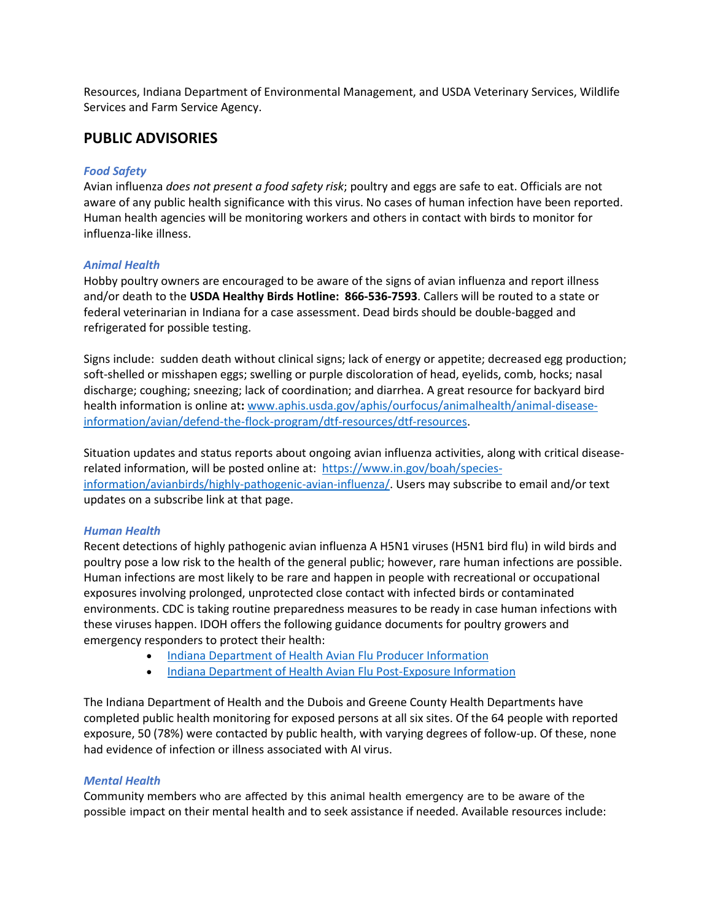Resources, Indiana Department of Environmental Management, and USDA Veterinary Services, Wildlife Services and Farm Service Agency.

## PUBLIC ADVISORIES

### *Food Safety*

Avian influenza *does not present a food safety risk*; poultry and eggs are safe to eat. Officials are not aware of any public health significance with this virus. No cases of human infection have been reported. Human health agencies will be monitoring workers and others in contact with birds to monitor for influenza-like illness.

### *Animal Health*

Hobby poultry owners are encouraged to be aware of the signs of avian influenza and report illness and/or death to the **USDA Healthy Birds Hotline: 866-536-7593**. Callers will be routed to a state or federal veterinarian in Indiana for a case assessment. Dead birds should be double-bagged and refrigerated for possible testing.

Signs include: sudden death without clinical signs; lack of energy or appetite; decreased egg production; soft-shelled or misshapen eggs; swelling or purple discoloration of head, eyelids, comb, hocks; nasal discharge; coughing; sneezing; lack of coordination; and diarrhea. A great resource for backyard bird health information is online at**:** [www.aphis.usda.gov/aphis/ourfocus/animalhealth/animal-disease-information/avian/defend-the-flock-program/dtf-resources/dtf-resources](www.aphis.usda.gov/aphis/ourfocus/animalhealth/animal-disease-information/avian/defend-the-flock-program/dtf-resources/dtf-resources).

Situation updates and status reports about ongoing avian influenza activities, along with critical disease-related information, will be posted online at: [https://www.in.gov/boah/species-information/avianbirds/highly-pathogenic-avian-influenza/](https://www.in.gov/boah/species-information/avianbirds/highly-pathogenic-avian-influenza/). Users may subscribe to email and/or text updates on a subscribe link at that page.

### *Human Health*

Recent detections of highly pathogenic avian influenza A H5N1 viruses (H5N1 bird flu) in wild birds and poultry pose a low risk to the health of the general public; however, rare human infections are possible. Human infections are most likely to be rare and happen in people with recreational or occupational exposures involving prolonged, unprotected close contact with infected birds or contaminated environments. CDC is taking routine preparedness measures to be ready in case human infections with these viruses happen. IDOH offers the following guidance documents for poultry growers and emergency responders to protect their health:

- Indiana Department of Health Avian Flu Producer Information
- Indiana Department of Health Avian Flu Post-Exposure Information

The Indiana Department of Health and the Dubois and Greene County Health Departments have completed public health monitoring for exposed persons at all six sites. Of the 64 people with reported exposure, 50 (78%) were contacted by public health, with varying degrees of follow-up. Of these, none had evidence of infection or illness associated with AI virus.

### *Mental Health*

Community members who are affected by this animal health emergency are to be aware of the possible impact on their mental health and to seek assistance if needed. Available resources include: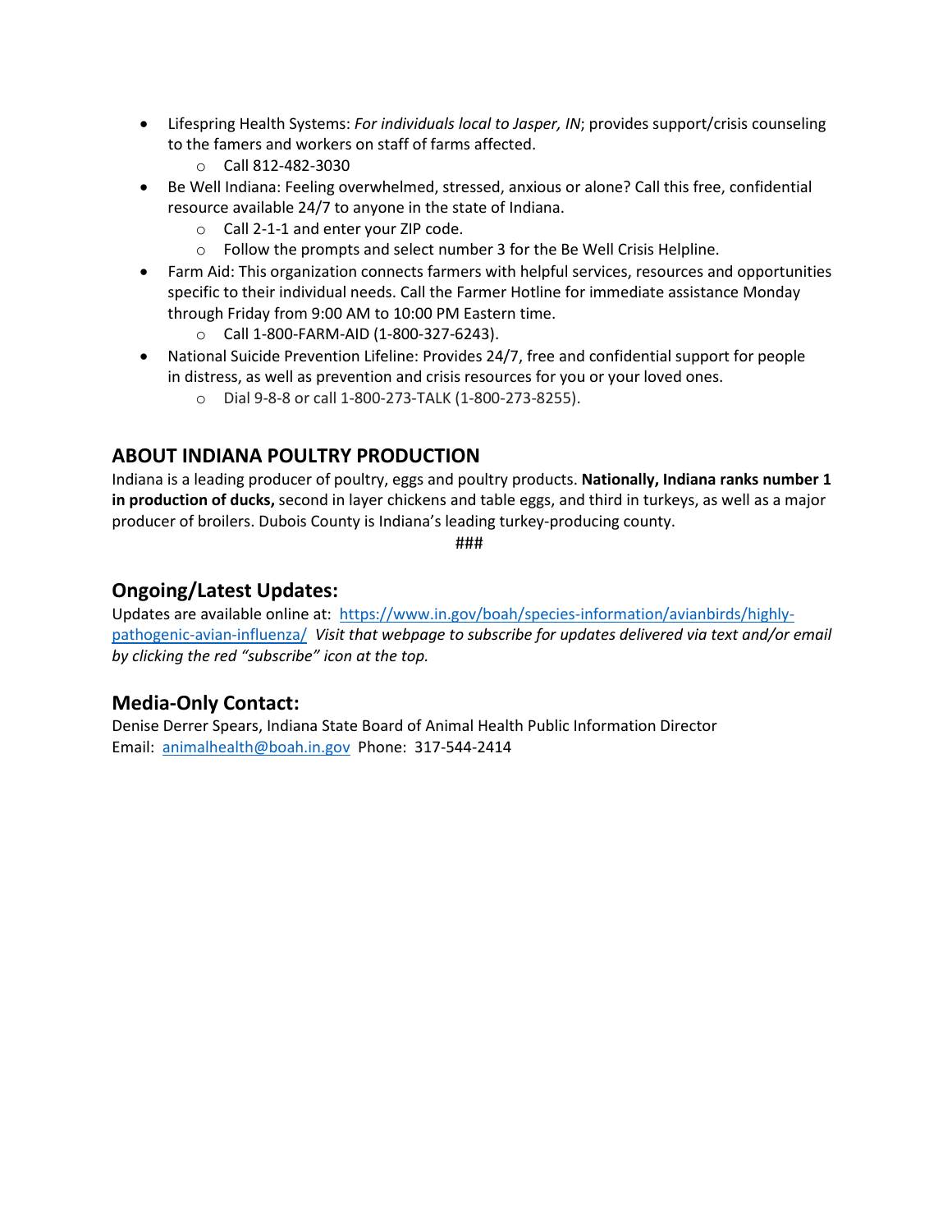- Lifespring Health Systems: *For individuals local to Jasper, IN*; provides support/crisis counseling to the famers and workers on staff of farms affected.
  - Call 812-482-3030
- Be Well Indiana: Feeling overwhelmed, stressed, anxious or alone? Call this free, confidential resource available 24/7 to anyone in the state of Indiana.
  - Call 2-1-1 and enter your ZIP code.
  - Follow the prompts and select number 3 for the Be Well Crisis Helpline.
- Farm Aid: This organization connects farmers with helpful services, resources and opportunities specific to their individual needs. Call the Farmer Hotline for immediate assistance Monday through Friday from 9:00 AM to 10:00 PM Eastern time.
  - Call 1-800-FARM-AID (1-800-327-6243).
- National Suicide Prevention Lifeline: Provides 24/7, free and confidential support for people in distress, as well as prevention and crisis resources for you or your loved ones.
  - Dial 9-8-8 or call 1-800-273-TALK (1-800-273-8255).

## ABOUT INDIANA POULTRY PRODUCTION

Indiana is a leading producer of poultry, eggs and poultry products. **Nationally, Indiana ranks number 1 in production of ducks,** second in layer chickens and table eggs, and third in turkeys, as well as a major producer of broilers. Dubois County is Indiana's leading turkey-producing county.

###

## Ongoing/Latest Updates:

Updates are available online at: [https://www.in.gov/boah/species-information/avianbirds/highly-pathogenic-avian-influenza/](https://www.in.gov/boah/species-information/avianbirds/highly-pathogenic-avian-influenza/) *Visit that webpage to subscribe for updates delivered via text and/or email by clicking the red "subscribe" icon at the top.*

## Media-Only Contact:

Denise Derrer Spears, Indiana State Board of Animal Health Public Information Director
Email: [animalhealth@boah.in.gov](mailto:animalhealth@boah.in.gov) Phone: 317-544-2414